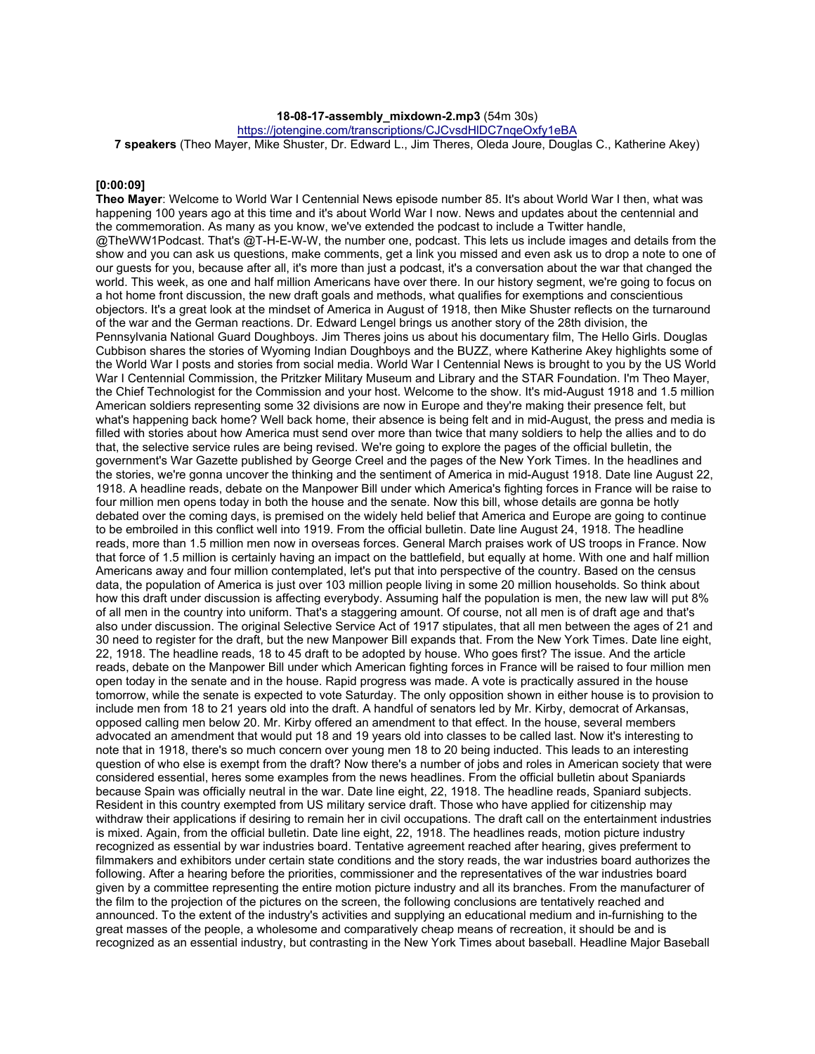**18-08-17-assembly_mixdown-2.mp3** (54m 30s)

https://jotengine.com/transcriptions/CJCvsdHlDC7nqeOxfy1eBA

**7 speakers** (Theo Mayer, Mike Shuster, Dr. Edward L., Jim Theres, Oleda Joure, Douglas C., Katherine Akey)

**[0:00:09]**

**Theo Mayer**: Welcome to World War I Centennial News episode number 85. It's about World War I then, what was happening 100 years ago at this time and it's about World War I now. News and updates about the centennial and the commemoration. As many as you know, we've extended the podcast to include a Twitter handle, @TheWW1Podcast. That's @T-H-E-W-W, the number one, podcast. This lets us include images and details from the show and you can ask us questions, make comments, get a link you missed and even ask us to drop a note to one of our guests for you, because after all, it's more than just a podcast, it's a conversation about the war that changed the world. This week, as one and half million Americans have over there. In our history segment, we're going to focus on a hot home front discussion, the new draft goals and methods, what qualifies for exemptions and conscientious objectors. It's a great look at the mindset of America in August of 1918, then Mike Shuster reflects on the turnaround of the war and the German reactions. Dr. Edward Lengel brings us another story of the 28th division, the Pennsylvania National Guard Doughboys. Jim Theres joins us about his documentary film, The Hello Girls. Douglas Cubbison shares the stories of Wyoming Indian Doughboys and the BUZZ, where Katherine Akey highlights some of the World War I posts and stories from social media. World War I Centennial News is brought to you by the US World War I Centennial Commission, the Pritzker Military Museum and Library and the STAR Foundation. I'm Theo Mayer, the Chief Technologist for the Commission and your host. Welcome to the show. It's mid-August 1918 and 1.5 million American soldiers representing some 32 divisions are now in Europe and they're making their presence felt, but what's happening back home? Well back home, their absence is being felt and in mid-August, the press and media is filled with stories about how America must send over more than twice that many soldiers to help the allies and to do that, the selective service rules are being revised. We're going to explore the pages of the official bulletin, the government's War Gazette published by George Creel and the pages of the New York Times. In the headlines and the stories, we're gonna uncover the thinking and the sentiment of America in mid-August 1918. Date line August 22, 1918. A headline reads, debate on the Manpower Bill under which America's fighting forces in France will be raise to four million men opens today in both the house and the senate. Now this bill, whose details are gonna be hotly debated over the coming days, is premised on the widely held belief that America and Europe are going to continue to be embroiled in this conflict well into 1919. From the official bulletin. Date line August 24, 1918. The headline reads, more than 1.5 million men now in overseas forces. General March praises work of US troops in France. Now that force of 1.5 million is certainly having an impact on the battlefield, but equally at home. With one and half million Americans away and four million contemplated, let's put that into perspective of the country. Based on the census data, the population of America is just over 103 million people living in some 20 million households. So think about how this draft under discussion is affecting everybody. Assuming half the population is men, the new law will put 8% of all men in the country into uniform. That's a staggering amount. Of course, not all men is of draft age and that's also under discussion. The original Selective Service Act of 1917 stipulates, that all men between the ages of 21 and 30 need to register for the draft, but the new Manpower Bill expands that. From the New York Times. Date line eight, 22, 1918. The headline reads, 18 to 45 draft to be adopted by house. Who goes first? The issue. And the article reads, debate on the Manpower Bill under which American fighting forces in France will be raised to four million men open today in the senate and in the house. Rapid progress was made. A vote is practically assured in the house tomorrow, while the senate is expected to vote Saturday. The only opposition shown in either house is to provision to include men from 18 to 21 years old into the draft. A handful of senators led by Mr. Kirby, democrat of Arkansas, opposed calling men below 20. Mr. Kirby offered an amendment to that effect. In the house, several members advocated an amendment that would put 18 and 19 years old into classes to be called last. Now it's interesting to note that in 1918, there's so much concern over young men 18 to 20 being inducted. This leads to an interesting question of who else is exempt from the draft? Now there's a number of jobs and roles in American society that were considered essential, heres some examples from the news headlines. From the official bulletin about Spaniards because Spain was officially neutral in the war. Date line eight, 22, 1918. The headline reads, Spaniard subjects. Resident in this country exempted from US military service draft. Those who have applied for citizenship may withdraw their applications if desiring to remain her in civil occupations. The draft call on the entertainment industries is mixed. Again, from the official bulletin. Date line eight, 22, 1918. The headlines reads, motion picture industry recognized as essential by war industries board. Tentative agreement reached after hearing, gives preferment to filmmakers and exhibitors under certain state conditions and the story reads, the war industries board authorizes the following. After a hearing before the priorities, commissioner and the representatives of the war industries board given by a committee representing the entire motion picture industry and all its branches. From the manufacturer of the film to the projection of the pictures on the screen, the following conclusions are tentatively reached and announced. To the extent of the industry's activities and supplying an educational medium and in-furnishing to the great masses of the people, a wholesome and comparatively cheap means of recreation, it should be and is recognized as an essential industry, but contrasting in the New York Times about baseball. Headline Major Baseball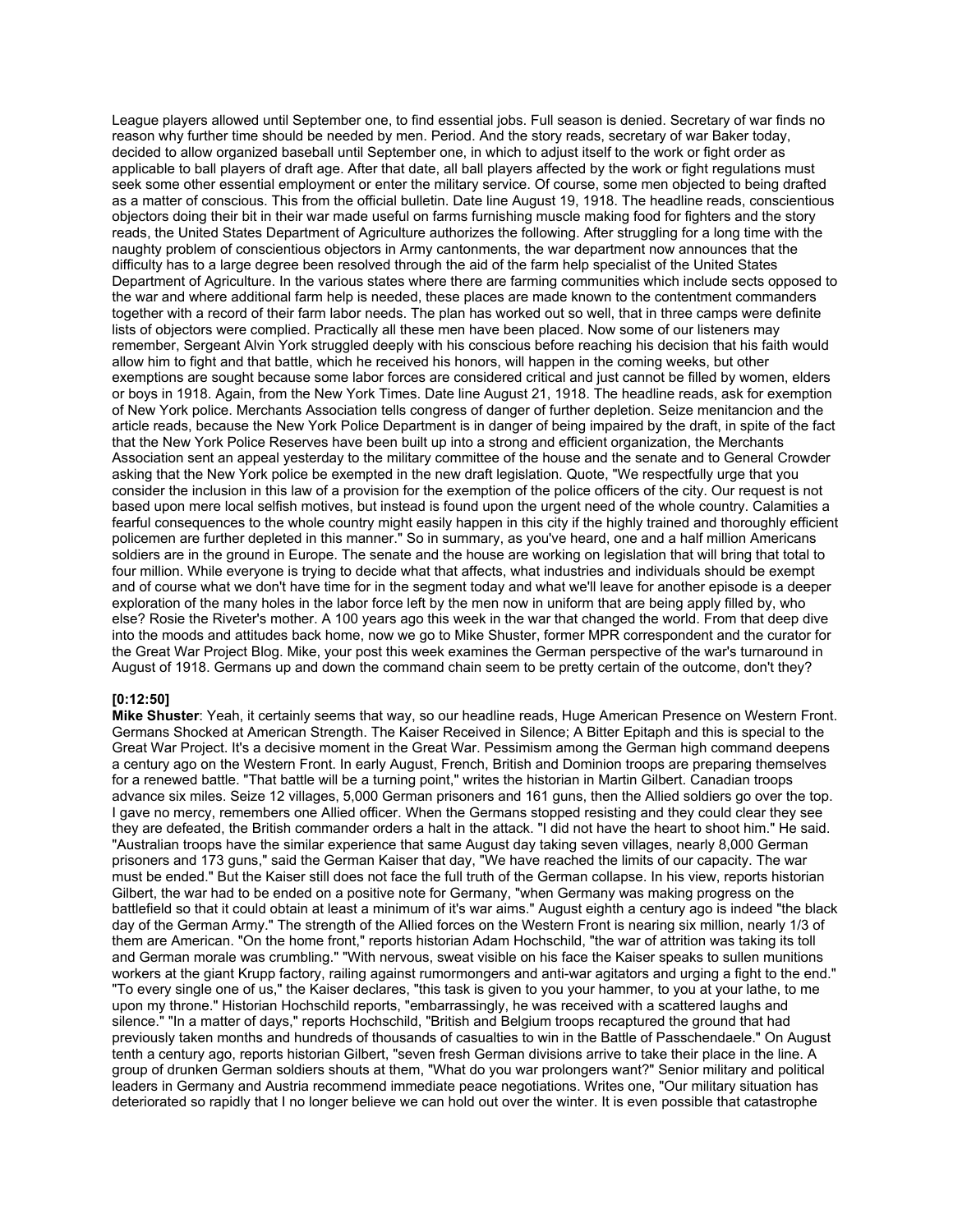League players allowed until September one, to find essential jobs. Full season is denied. Secretary of war finds no reason why further time should be needed by men. Period. And the story reads, secretary of war Baker today, decided to allow organized baseball until September one, in which to adjust itself to the work or fight order as applicable to ball players of draft age. After that date, all ball players affected by the work or fight regulations must seek some other essential employment or enter the military service. Of course, some men objected to being drafted as a matter of conscious. This from the official bulletin. Date line August 19, 1918. The headline reads, conscientious objectors doing their bit in their war made useful on farms furnishing muscle making food for fighters and the story reads, the United States Department of Agriculture authorizes the following. After struggling for a long time with the naughty problem of conscientious objectors in Army cantonments, the war department now announces that the difficulty has to a large degree been resolved through the aid of the farm help specialist of the United States Department of Agriculture. In the various states where there are farming communities which include sects opposed to the war and where additional farm help is needed, these places are made known to the contentment commanders together with a record of their farm labor needs. The plan has worked out so well, that in three camps were definite lists of objectors were complied. Practically all these men have been placed. Now some of our listeners may remember, Sergeant Alvin York struggled deeply with his conscious before reaching his decision that his faith would allow him to fight and that battle, which he received his honors, will happen in the coming weeks, but other exemptions are sought because some labor forces are considered critical and just cannot be filled by women, elders or boys in 1918. Again, from the New York Times. Date line August 21, 1918. The headline reads, ask for exemption of New York police. Merchants Association tells congress of danger of further depletion. Seize menitancion and the article reads, because the New York Police Department is in danger of being impaired by the draft, in spite of the fact that the New York Police Reserves have been built up into a strong and efficient organization, the Merchants Association sent an appeal yesterday to the military committee of the house and the senate and to General Crowder asking that the New York police be exempted in the new draft legislation. Quote, "We respectfully urge that you consider the inclusion in this law of a provision for the exemption of the police officers of the city. Our request is not based upon mere local selfish motives, but instead is found upon the urgent need of the whole country. Calamities a fearful consequences to the whole country might easily happen in this city if the highly trained and thoroughly efficient policemen are further depleted in this manner." So in summary, as you've heard, one and a half million Americans soldiers are in the ground in Europe. The senate and the house are working on legislation that will bring that total to four million. While everyone is trying to decide what that affects, what industries and individuals should be exempt and of course what we don't have time for in the segment today and what we'll leave for another episode is a deeper exploration of the many holes in the labor force left by the men now in uniform that are being apply filled by, who else? Rosie the Riveter's mother. A 100 years ago this week in the war that changed the world. From that deep dive into the moods and attitudes back home, now we go to Mike Shuster, former MPR correspondent and the curator for the Great War Project Blog. Mike, your post this week examines the German perspective of the war's turnaround in August of 1918. Germans up and down the command chain seem to be pretty certain of the outcome, don't they?

**[0:12:50]**

**Mike Shuster**: Yeah, it certainly seems that way, so our headline reads, Huge American Presence on Western Front. Germans Shocked at American Strength. The Kaiser Received in Silence; A Bitter Epitaph and this is special to the Great War Project. It's a decisive moment in the Great War. Pessimism among the German high command deepens a century ago on the Western Front. In early August, French, British and Dominion troops are preparing themselves for a renewed battle. "That battle will be a turning point," writes the historian in Martin Gilbert. Canadian troops advance six miles. Seize 12 villages, 5,000 German prisoners and 161 guns, then the Allied soldiers go over the top. I gave no mercy, remembers one Allied officer. When the Germans stopped resisting and they could clear they see they are defeated, the British commander orders a halt in the attack. "I did not have the heart to shoot him." He said. "Australian troops have the similar experience that same August day taking seven villages, nearly 8,000 German prisoners and 173 guns," said the German Kaiser that day, "We have reached the limits of our capacity. The war must be ended." But the Kaiser still does not face the full truth of the German collapse. In his view, reports historian Gilbert, the war had to be ended on a positive note for Germany, "when Germany was making progress on the battlefield so that it could obtain at least a minimum of it's war aims." August eighth a century ago is indeed "the black day of the German Army." The strength of the Allied forces on the Western Front is nearing six million, nearly 1/3 of them are American. "On the home front," reports historian Adam Hochschild, "the war of attrition was taking its toll and German morale was crumbling." "With nervous, sweat visible on his face the Kaiser speaks to sullen munitions workers at the giant Krupp factory, railing against rumormongers and anti-war agitators and urging a fight to the end." "To every single one of us," the Kaiser declares, "this task is given to you your hammer, to you at your lathe, to me upon my throne." Historian Hochschild reports, "embarrassingly, he was received with a scattered laughs and silence." "In a matter of days," reports Hochschild, "British and Belgium troops recaptured the ground that had previously taken months and hundreds of thousands of casualties to win in the Battle of Passchendaele." On August tenth a century ago, reports historian Gilbert, "seven fresh German divisions arrive to take their place in the line. A group of drunken German soldiers shouts at them, "What do you war prolongers want?" Senior military and political leaders in Germany and Austria recommend immediate peace negotiations. Writes one, "Our military situation has deteriorated so rapidly that I no longer believe we can hold out over the winter. It is even possible that catastrophe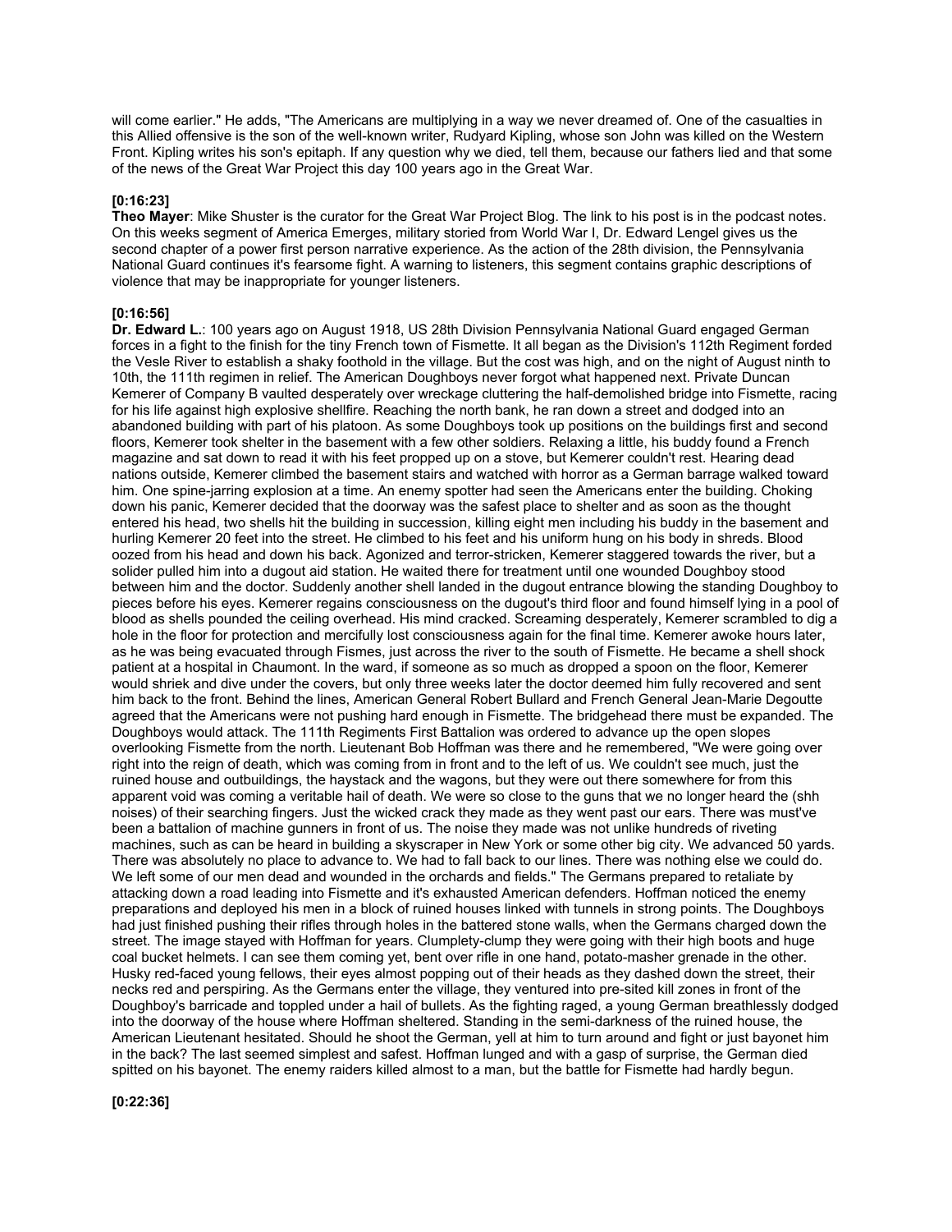will come earlier." He adds, "The Americans are multiplying in a way we never dreamed of. One of the casualties in this Allied offensive is the son of the well-known writer, Rudyard Kipling, whose son John was killed on the Western Front. Kipling writes his son's epitaph. If any question why we died, tell them, because our fathers lied and that some of the news of the Great War Project this day 100 years ago in the Great War.

**[0:16:23]**

**Theo Mayer**: Mike Shuster is the curator for the Great War Project Blog. The link to his post is in the podcast notes. On this weeks segment of America Emerges, military storied from World War I, Dr. Edward Lengel gives us the second chapter of a power first person narrative experience. As the action of the 28th division, the Pennsylvania National Guard continues it's fearsome fight. A warning to listeners, this segment contains graphic descriptions of violence that may be inappropriate for younger listeners.

**[0:16:56]**

**Dr. Edward L.**: 100 years ago on August 1918, US 28th Division Pennsylvania National Guard engaged German forces in a fight to the finish for the tiny French town of Fismette. It all began as the Division's 112th Regiment forded the Vesle River to establish a shaky foothold in the village. But the cost was high, and on the night of August ninth to 10th, the 111th regimen in relief. The American Doughboys never forgot what happened next. Private Duncan Kemerer of Company B vaulted desperately over wreckage cluttering the half-demolished bridge into Fismette, racing for his life against high explosive shellfire. Reaching the north bank, he ran down a street and dodged into an abandoned building with part of his platoon. As some Doughboys took up positions on the buildings first and second floors, Kemerer took shelter in the basement with a few other soldiers. Relaxing a little, his buddy found a French magazine and sat down to read it with his feet propped up on a stove, but Kemerer couldn't rest. Hearing dead nations outside, Kemerer climbed the basement stairs and watched with horror as a German barrage walked toward him. One spine-jarring explosion at a time. An enemy spotter had seen the Americans enter the building. Choking down his panic, Kemerer decided that the doorway was the safest place to shelter and as soon as the thought entered his head, two shells hit the building in succession, killing eight men including his buddy in the basement and hurling Kemerer 20 feet into the street. He climbed to his feet and his uniform hung on his body in shreds. Blood oozed from his head and down his back. Agonized and terror-stricken, Kemerer staggered towards the river, but a solider pulled him into a dugout aid station. He waited there for treatment until one wounded Doughboy stood between him and the doctor. Suddenly another shell landed in the dugout entrance blowing the standing Doughboy to pieces before his eyes. Kemerer regains consciousness on the dugout's third floor and found himself lying in a pool of blood as shells pounded the ceiling overhead. His mind cracked. Screaming desperately, Kemerer scrambled to dig a hole in the floor for protection and mercifully lost consciousness again for the final time. Kemerer awoke hours later, as he was being evacuated through Fismes, just across the river to the south of Fismette. He became a shell shock patient at a hospital in Chaumont. In the ward, if someone as so much as dropped a spoon on the floor, Kemerer would shriek and dive under the covers, but only three weeks later the doctor deemed him fully recovered and sent him back to the front. Behind the lines, American General Robert Bullard and French General Jean-Marie Degoutte agreed that the Americans were not pushing hard enough in Fismette. The bridgehead there must be expanded. The Doughboys would attack. The 111th Regiments First Battalion was ordered to advance up the open slopes overlooking Fismette from the north. Lieutenant Bob Hoffman was there and he remembered, "We were going over right into the reign of death, which was coming from in front and to the left of us. We couldn't see much, just the ruined house and outbuildings, the haystack and the wagons, but they were out there somewhere for from this apparent void was coming a veritable hail of death. We were so close to the guns that we no longer heard the (shh noises) of their searching fingers. Just the wicked crack they made as they went past our ears. There was must've been a battalion of machine gunners in front of us. The noise they made was not unlike hundreds of riveting machines, such as can be heard in building a skyscraper in New York or some other big city. We advanced 50 yards. There was absolutely no place to advance to. We had to fall back to our lines. There was nothing else we could do. We left some of our men dead and wounded in the orchards and fields." The Germans prepared to retaliate by attacking down a road leading into Fismette and it's exhausted American defenders. Hoffman noticed the enemy preparations and deployed his men in a block of ruined houses linked with tunnels in strong points. The Doughboys had just finished pushing their rifles through holes in the battered stone walls, when the Germans charged down the street. The image stayed with Hoffman for years. Clumplety-clump they were going with their high boots and huge coal bucket helmets. I can see them coming yet, bent over rifle in one hand, potato-masher grenade in the other. Husky red-faced young fellows, their eyes almost popping out of their heads as they dashed down the street, their necks red and perspiring. As the Germans enter the village, they ventured into pre-sited kill zones in front of the Doughboy's barricade and toppled under a hail of bullets. As the fighting raged, a young German breathlessly dodged into the doorway of the house where Hoffman sheltered. Standing in the semi-darkness of the ruined house, the American Lieutenant hesitated. Should he shoot the German, yell at him to turn around and fight or just bayonet him in the back? The last seemed simplest and safest. Hoffman lunged and with a gasp of surprise, the German died spitted on his bayonet. The enemy raiders killed almost to a man, but the battle for Fismette had hardly begun.

**[0:22:36]**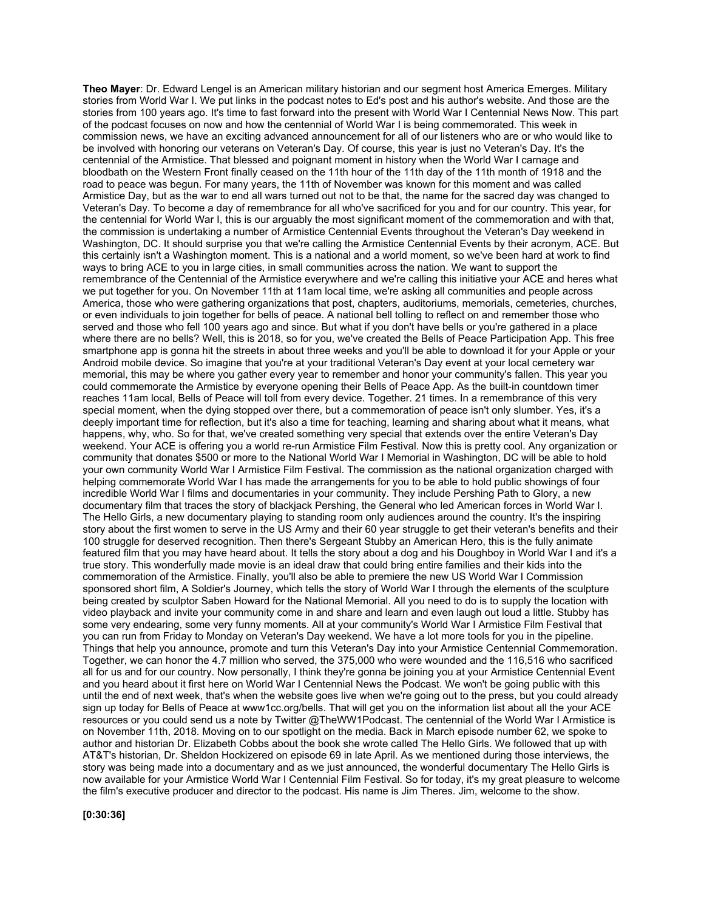**Theo Mayer**: Dr. Edward Lengel is an American military historian and our segment host America Emerges. Military stories from World War I. We put links in the podcast notes to Ed's post and his author's website. And those are the stories from 100 years ago. It's time to fast forward into the present with World War I Centennial News Now. This part of the podcast focuses on now and how the centennial of World War I is being commemorated. This week in commission news, we have an exciting advanced announcement for all of our listeners who are or who would like to be involved with honoring our veterans on Veteran's Day. Of course, this year is just no Veteran's Day. It's the centennial of the Armistice. That blessed and poignant moment in history when the World War I carnage and bloodbath on the Western Front finally ceased on the 11th hour of the 11th day of the 11th month of 1918 and the road to peace was begun. For many years, the 11th of November was known for this moment and was called Armistice Day, but as the war to end all wars turned out not to be that, the name for the sacred day was changed to Veteran's Day. To become a day of remembrance for all who've sacrificed for you and for our country. This year, for the centennial for World War I, this is our arguably the most significant moment of the commemoration and with that, the commission is undertaking a number of Armistice Centennial Events throughout the Veteran's Day weekend in Washington, DC. It should surprise you that we're calling the Armistice Centennial Events by their acronym, ACE. But this certainly isn't a Washington moment. This is a national and a world moment, so we've been hard at work to find ways to bring ACE to you in large cities, in small communities across the nation. We want to support the remembrance of the Centennial of the Armistice everywhere and we're calling this initiative your ACE and heres what we put together for you. On November 11th at 11am local time, we're asking all communities and people across America, those who were gathering organizations that post, chapters, auditoriums, memorials, cemeteries, churches, or even individuals to join together for bells of peace. A national bell tolling to reflect on and remember those who served and those who fell 100 years ago and since. But what if you don't have bells or you're gathered in a place where there are no bells? Well, this is 2018, so for you, we've created the Bells of Peace Participation App. This free smartphone app is gonna hit the streets in about three weeks and you'll be able to download it for your Apple or your Android mobile device. So imagine that you're at your traditional Veteran's Day event at your local cemetery war memorial, this may be where you gather every year to remember and honor your community's fallen. This year you could commemorate the Armistice by everyone opening their Bells of Peace App. As the built-in countdown timer reaches 11am local, Bells of Peace will toll from every device. Together. 21 times. In a remembrance of this very special moment, when the dying stopped over there, but a commemoration of peace isn't only slumber. Yes, it's a deeply important time for reflection, but it's also a time for teaching, learning and sharing about what it means, what happens, why, who. So for that, we've created something very special that extends over the entire Veteran's Day weekend. Your ACE is offering you a world re-run Armistice Film Festival. Now this is pretty cool. Any organization or community that donates $500 or more to the National World War I Memorial in Washington, DC will be able to hold your own community World War I Armistice Film Festival. The commission as the national organization charged with helping commemorate World War I has made the arrangements for you to be able to hold public showings of four incredible World War I films and documentaries in your community. They include Pershing Path to Glory, a new documentary film that traces the story of blackjack Pershing, the General who led American forces in World War I. The Hello Girls, a new documentary playing to standing room only audiences around the country. It's the inspiring story about the first women to serve in the US Army and their 60 year struggle to get their veteran's benefits and their 100 struggle for deserved recognition. Then there's Sergeant Stubby an American Hero, this is the fully animate featured film that you may have heard about. It tells the story about a dog and his Doughboy in World War I and it's a true story. This wonderfully made movie is an ideal draw that could bring entire families and their kids into the commemoration of the Armistice. Finally, you'll also be able to premiere the new US World War I Commission sponsored short film, A Soldier's Journey, which tells the story of World War I through the elements of the sculpture being created by sculptor Saben Howard for the National Memorial. All you need to do is to supply the location with video playback and invite your community come in and share and learn and even laugh out loud a little. Stubby has some very endearing, some very funny moments. All at your community's World War I Armistice Film Festival that you can run from Friday to Monday on Veteran's Day weekend. We have a lot more tools for you in the pipeline. Things that help you announce, promote and turn this Veteran's Day into your Armistice Centennial Commemoration. Together, we can honor the 4.7 million who served, the 375,000 who were wounded and the 116,516 who sacrificed all for us and for our country. Now personally, I think they're gonna be joining you at your Armistice Centennial Event and you heard about it first here on World War I Centennial News the Podcast. We won't be going public with this until the end of next week, that's when the website goes live when we're going out to the press, but you could already sign up today for Bells of Peace at www1cc.org/bells. That will get you on the information list about all the your ACE resources or you could send us a note by Twitter @TheWW1Podcast. The centennial of the World War I Armistice is on November 11th, 2018. Moving on to our spotlight on the media. Back in March episode number 62, we spoke to author and historian Dr. Elizabeth Cobbs about the book she wrote called The Hello Girls. We followed that up with AT&T's historian, Dr. Sheldon Hockizered on episode 69 in late April. As we mentioned during those interviews, the story was being made into a documentary and as we just announced, the wonderful documentary The Hello Girls is now available for your Armistice World War I Centennial Film Festival. So for today, it's my great pleasure to welcome the film's executive producer and director to the podcast. His name is Jim Theres. Jim, welcome to the show.

**[0:30:36]**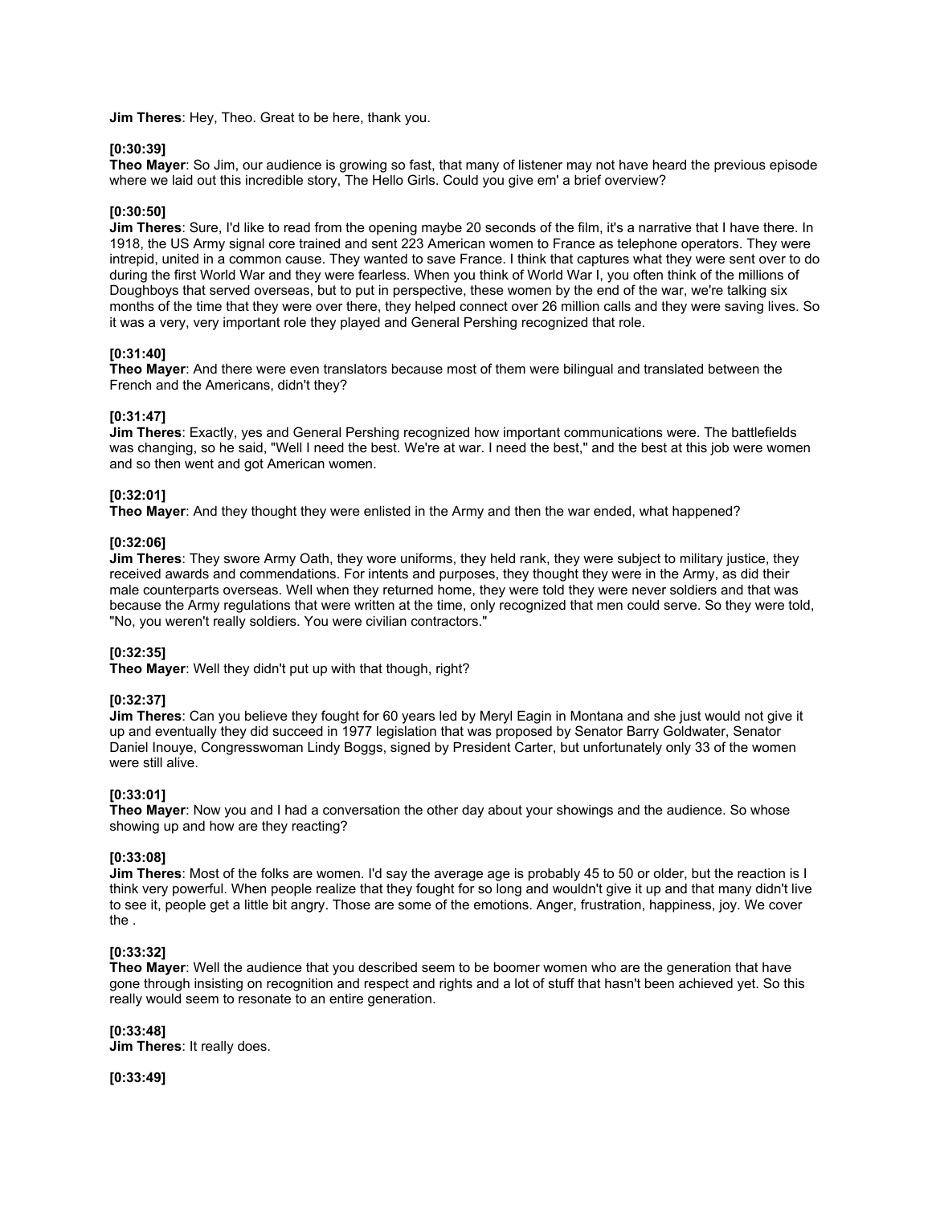**Jim Theres**: Hey, Theo. Great to be here, thank you.

**[0:30:39]**
**Theo Mayer**: So Jim, our audience is growing so fast, that many of listener may not have heard the previous episode where we laid out this incredible story, The Hello Girls. Could you give em' a brief overview?

**[0:30:50]**
**Jim Theres**: Sure, I'd like to read from the opening maybe 20 seconds of the film, it's a narrative that I have there. In 1918, the US Army signal core trained and sent 223 American women to France as telephone operators. They were intrepid, united in a common cause. They wanted to save France. I think that captures what they were sent over to do during the first World War and they were fearless. When you think of World War I, you often think of the millions of Doughboys that served overseas, but to put in perspective, these women by the end of the war, we're talking six months of the time that they were over there, they helped connect over 26 million calls and they were saving lives. So it was a very, very important role they played and General Pershing recognized that role.

**[0:31:40]**
**Theo Mayer**: And there were even translators because most of them were bilingual and translated between the French and the Americans, didn't they?

**[0:31:47]**
**Jim Theres**: Exactly, yes and General Pershing recognized how important communications were. The battlefields was changing, so he said, "Well I need the best. We're at war. I need the best," and the best at this job were women and so then went and got American women.

**[0:32:01]**
**Theo Mayer**: And they thought they were enlisted in the Army and then the war ended, what happened?

**[0:32:06]**
**Jim Theres**: They swore Army Oath, they wore uniforms, they held rank, they were subject to military justice, they received awards and commendations. For intents and purposes, they thought they were in the Army, as did their male counterparts overseas. Well when they returned home, they were told they were never soldiers and that was because the Army regulations that were written at the time, only recognized that men could serve. So they were told, "No, you weren't really soldiers. You were civilian contractors."

**[0:32:35]**
**Theo Mayer**: Well they didn't put up with that though, right?

**[0:32:37]**
**Jim Theres**: Can you believe they fought for 60 years led by Meryl Eagin in Montana and she just would not give it up and eventually they did succeed in 1977 legislation that was proposed by Senator Barry Goldwater, Senator Daniel Inouye, Congresswoman Lindy Boggs, signed by President Carter, but unfortunately only 33 of the women were still alive.

**[0:33:01]**
**Theo Mayer**: Now you and I had a conversation the other day about your showings and the audience. So whose showing up and how are they reacting?

**[0:33:08]**
**Jim Theres**: Most of the folks are women. I'd say the average age is probably 45 to 50 or older, but the reaction is I think very powerful. When people realize that they fought for so long and wouldn't give it up and that many didn't live to see it, people get a little bit angry. Those are some of the emotions. Anger, frustration, happiness, joy. We cover the .

**[0:33:32]**
**Theo Mayer**: Well the audience that you described seem to be boomer women who are the generation that have gone through insisting on recognition and respect and rights and a lot of stuff that hasn't been achieved yet. So this really would seem to resonate to an entire generation.

**[0:33:48]**
**Jim Theres**: It really does.

**[0:33:49]**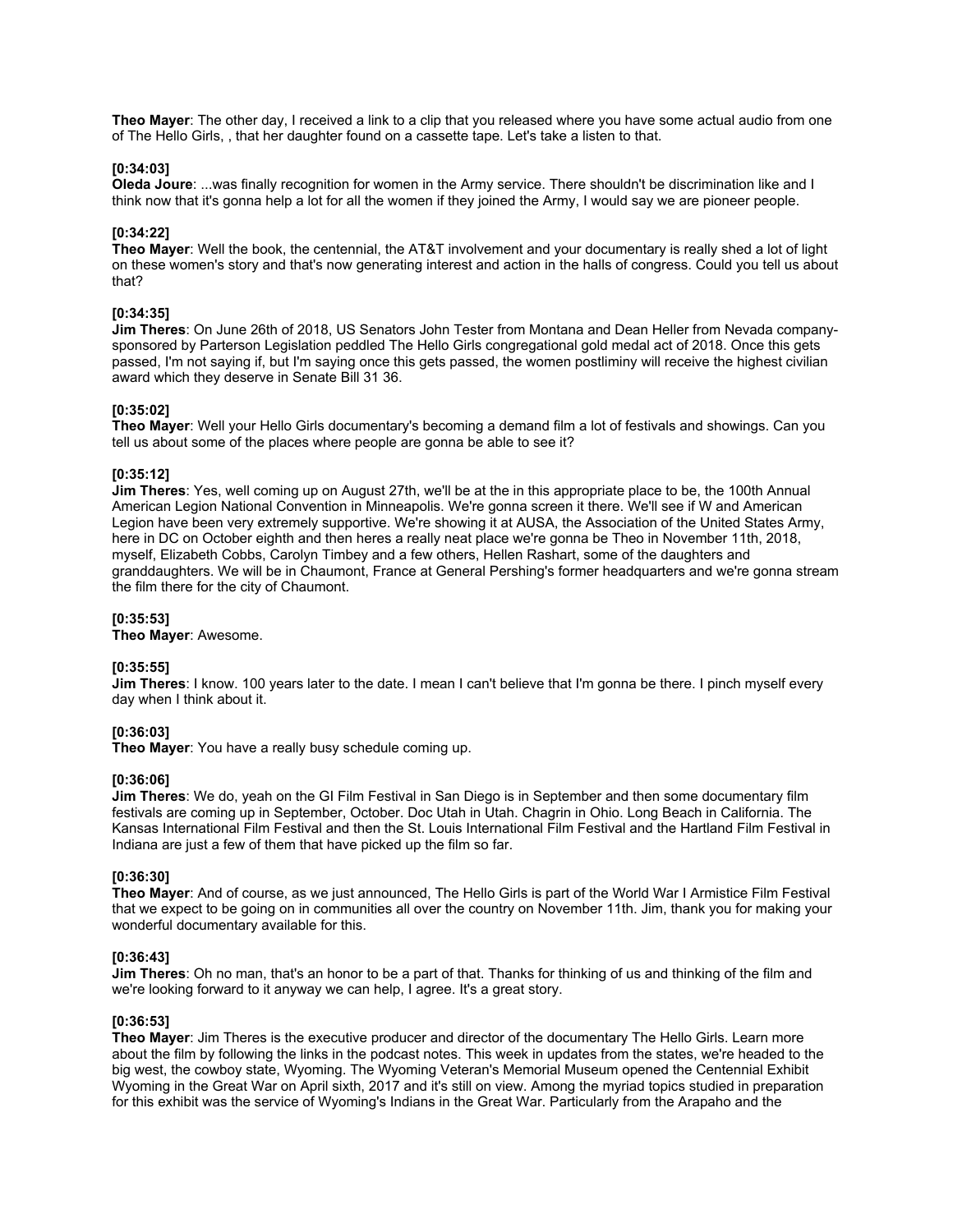**Theo Mayer**: The other day, I received a link to a clip that you released where you have some actual audio from one of The Hello Girls, , that her daughter found on a cassette tape. Let's take a listen to that.

**[0:34:03]**
**Oleda Joure**: ...was finally recognition for women in the Army service. There shouldn't be discrimination like and I think now that it's gonna help a lot for all the women if they joined the Army, I would say we are pioneer people.

**[0:34:22]**
**Theo Mayer**: Well the book, the centennial, the AT&T involvement and your documentary is really shed a lot of light on these women's story and that's now generating interest and action in the halls of congress. Could you tell us about that?

**[0:34:35]**
**Jim Theres**: On June 26th of 2018, US Senators John Tester from Montana and Dean Heller from Nevada company-sponsored by Parterson Legislation peddled The Hello Girls congregational gold medal act of 2018. Once this gets passed, I'm not saying if, but I'm saying once this gets passed, the women postliminy will receive the highest civilian award which they deserve in Senate Bill 31 36.

**[0:35:02]**
**Theo Mayer**: Well your Hello Girls documentary's becoming a demand film a lot of festivals and showings. Can you tell us about some of the places where people are gonna be able to see it?

**[0:35:12]**
**Jim Theres**: Yes, well coming up on August 27th, we'll be at the in this appropriate place to be, the 100th Annual American Legion National Convention in Minneapolis. We're gonna screen it there. We'll see if W and American Legion have been very extremely supportive. We're showing it at AUSA, the Association of the United States Army, here in DC on October eighth and then heres a really neat place we're gonna be Theo in November 11th, 2018, myself, Elizabeth Cobbs, Carolyn Timbey and a few others, Hellen Rashart, some of the daughters and granddaughters. We will be in Chaumont, France at General Pershing's former headquarters and we're gonna stream the film there for the city of Chaumont.

**[0:35:53]**
**Theo Mayer**: Awesome.

**[0:35:55]**
**Jim Theres**: I know. 100 years later to the date. I mean I can't believe that I'm gonna be there. I pinch myself every day when I think about it.

**[0:36:03]**
**Theo Mayer**: You have a really busy schedule coming up.

**[0:36:06]**
**Jim Theres**: We do, yeah on the GI Film Festival in San Diego is in September and then some documentary film festivals are coming up in September, October. Doc Utah in Utah. Chagrin in Ohio. Long Beach in California. The Kansas International Film Festival and then the St. Louis International Film Festival and the Hartland Film Festival in Indiana are just a few of them that have picked up the film so far.

**[0:36:30]**
**Theo Mayer**: And of course, as we just announced, The Hello Girls is part of the World War I Armistice Film Festival that we expect to be going on in communities all over the country on November 11th. Jim, thank you for making your wonderful documentary available for this.

**[0:36:43]**
**Jim Theres**: Oh no man, that's an honor to be a part of that. Thanks for thinking of us and thinking of the film and we're looking forward to it anyway we can help, I agree. It's a great story.

**[0:36:53]**
**Theo Mayer**: Jim Theres is the executive producer and director of the documentary The Hello Girls. Learn more about the film by following the links in the podcast notes. This week in updates from the states, we're headed to the big west, the cowboy state, Wyoming. The Wyoming Veteran's Memorial Museum opened the Centennial Exhibit Wyoming in the Great War on April sixth, 2017 and it's still on view. Among the myriad topics studied in preparation for this exhibit was the service of Wyoming's Indians in the Great War. Particularly from the Arapaho and the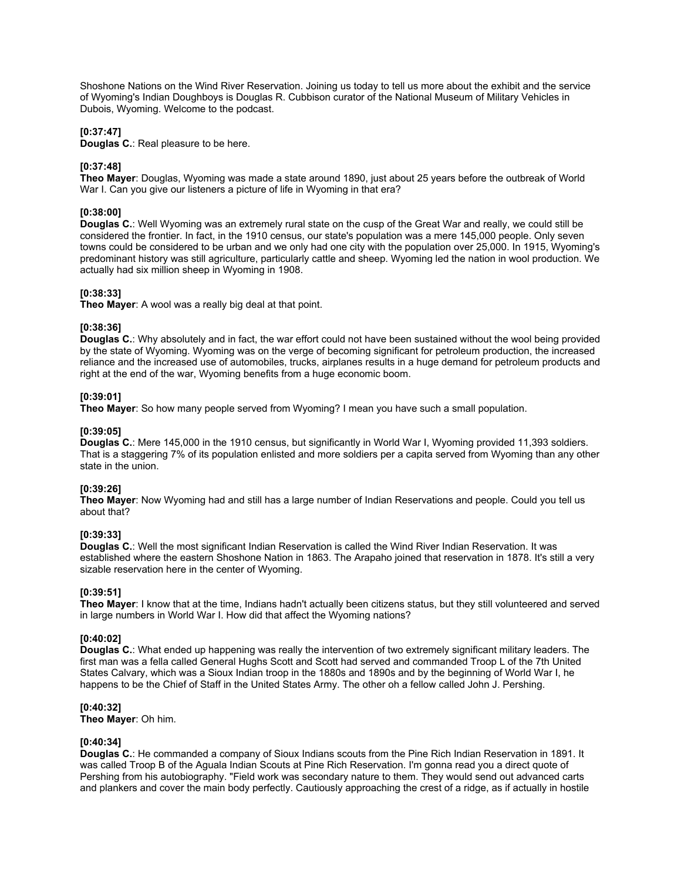Shoshone Nations on the Wind River Reservation. Joining us today to tell us more about the exhibit and the service of Wyoming's Indian Doughboys is Douglas R. Cubbison curator of the National Museum of Military Vehicles in Dubois, Wyoming. Welcome to the podcast.

**[0:37:47]**
**Douglas C.**: Real pleasure to be here.

**[0:37:48]**
**Theo Mayer**: Douglas, Wyoming was made a state around 1890, just about 25 years before the outbreak of World War I. Can you give our listeners a picture of life in Wyoming in that era?

**[0:38:00]**
**Douglas C.**: Well Wyoming was an extremely rural state on the cusp of the Great War and really, we could still be considered the frontier. In fact, in the 1910 census, our state's population was a mere 145,000 people. Only seven towns could be considered to be urban and we only had one city with the population over 25,000. In 1915, Wyoming's predominant history was still agriculture, particularly cattle and sheep. Wyoming led the nation in wool production. We actually had six million sheep in Wyoming in 1908.

**[0:38:33]**
**Theo Mayer**: A wool was a really big deal at that point.

**[0:38:36]**
**Douglas C.**: Why absolutely and in fact, the war effort could not have been sustained without the wool being provided by the state of Wyoming. Wyoming was on the verge of becoming significant for petroleum production, the increased reliance and the increased use of automobiles, trucks, airplanes results in a huge demand for petroleum products and right at the end of the war, Wyoming benefits from a huge economic boom.

**[0:39:01]**
**Theo Mayer**: So how many people served from Wyoming? I mean you have such a small population.

**[0:39:05]**
**Douglas C.**: Mere 145,000 in the 1910 census, but significantly in World War I, Wyoming provided 11,393 soldiers. That is a staggering 7% of its population enlisted and more soldiers per a capita served from Wyoming than any other state in the union.

**[0:39:26]**
**Theo Mayer**: Now Wyoming had and still has a large number of Indian Reservations and people. Could you tell us about that?

**[0:39:33]**
**Douglas C.**: Well the most significant Indian Reservation is called the Wind River Indian Reservation. It was established where the eastern Shoshone Nation in 1863. The Arapaho joined that reservation in 1878. It's still a very sizable reservation here in the center of Wyoming.

**[0:39:51]**
**Theo Mayer**: I know that at the time, Indians hadn't actually been citizens status, but they still volunteered and served in large numbers in World War I. How did that affect the Wyoming nations?

**[0:40:02]**
**Douglas C.**: What ended up happening was really the intervention of two extremely significant military leaders. The first man was a fella called General Hughs Scott and Scott had served and commanded Troop L of the 7th United States Calvary, which was a Sioux Indian troop in the 1880s and 1890s and by the beginning of World War I, he happens to be the Chief of Staff in the United States Army. The other oh a fellow called John J. Pershing.

**[0:40:32]**
**Theo Mayer**: Oh him.

**[0:40:34]**
**Douglas C.**: He commanded a company of Sioux Indians scouts from the Pine Rich Indian Reservation in 1891. It was called Troop B of the Aguala Indian Scouts at Pine Rich Reservation. I'm gonna read you a direct quote of Pershing from his autobiography. "Field work was secondary nature to them. They would send out advanced carts and plankers and cover the main body perfectly. Cautiously approaching the crest of a ridge, as if actually in hostile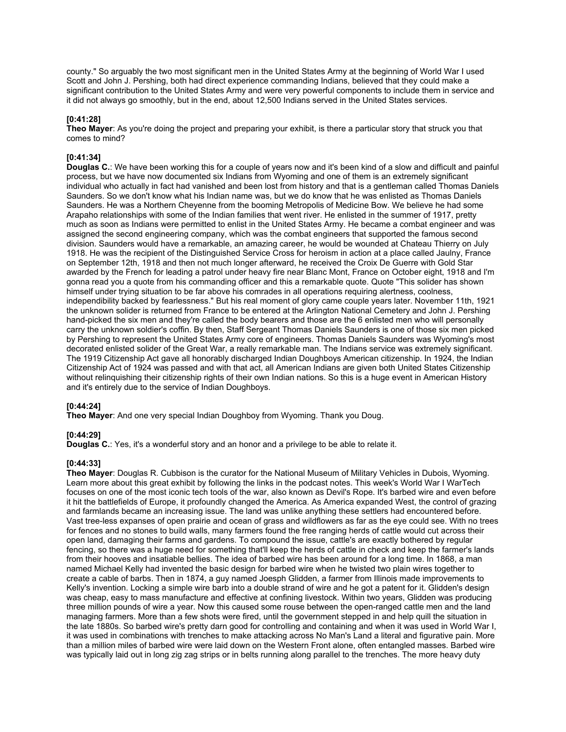county." So arguably the two most significant men in the United States Army at the beginning of World War I used Scott and John J. Pershing, both had direct experience commanding Indians, believed that they could make a significant contribution to the United States Army and were very powerful components to include them in service and it did not always go smoothly, but in the end, about 12,500 Indians served in the United States services.

**[0:41:28]**
**Theo Mayer**: As you're doing the project and preparing your exhibit, is there a particular story that struck you that comes to mind?

**[0:41:34]**
**Douglas C.**: We have been working this for a couple of years now and it's been kind of a slow and difficult and painful process, but we have now documented six Indians from Wyoming and one of them is an extremely significant individual who actually in fact had vanished and been lost from history and that is a gentleman called Thomas Daniels Saunders. So we don't know what his Indian name was, but we do know that he was enlisted as Thomas Daniels Saunders. He was a Northern Cheyenne from the booming Metropolis of Medicine Bow. We believe he had some Arapaho relationships with some of the Indian families that went river. He enlisted in the summer of 1917, pretty much as soon as Indians were permitted to enlist in the United States Army. He became a combat engineer and was assigned the second engineering company, which was the combat engineers that supported the famous second division. Saunders would have a remarkable, an amazing career, he would be wounded at Chateau Thierry on July 1918. He was the recipient of the Distinguished Service Cross for heroism in action at a place called Jaulny, France on September 12th, 1918 and then not much longer afterward, he received the Croix De Guerre with Gold Star awarded by the French for leading a patrol under heavy fire near Blanc Mont, France on October eight, 1918 and I'm gonna read you a quote from his commanding officer and this a remarkable quote. Quote "This solider has shown himself under trying situation to be far above his comrades in all operations requiring alertness, coolness, independibility backed by fearlessness." But his real moment of glory came couple years later. November 11th, 1921 the unknown solider is returned from France to be entered at the Arlington National Cemetery and John J. Pershing hand-picked the six men and they're called the body bearers and those are the 6 enlisted men who will personally carry the unknown soldier's coffin. By then, Staff Sergeant Thomas Daniels Saunders is one of those six men picked by Pershing to represent the United States Army core of engineers. Thomas Daniels Saunders was Wyoming's most decorated enlisted solider of the Great War, a really remarkable man. The Indians service was extremely significant. The 1919 Citizenship Act gave all honorably discharged Indian Doughboys American citizenship. In 1924, the Indian Citizenship Act of 1924 was passed and with that act, all American Indians are given both United States Citizenship without relinquishing their citizenship rights of their own Indian nations. So this is a huge event in American History and it's entirely due to the service of Indian Doughboys.

**[0:44:24]**
**Theo Mayer**: And one very special Indian Doughboy from Wyoming. Thank you Doug.

**[0:44:29]**
**Douglas C.**: Yes, it's a wonderful story and an honor and a privilege to be able to relate it.

**[0:44:33]**
**Theo Mayer**: Douglas R. Cubbison is the curator for the National Museum of Military Vehicles in Dubois, Wyoming. Learn more about this great exhibit by following the links in the podcast notes. This week's World War I WarTech focuses on one of the most iconic tech tools of the war, also known as Devil's Rope. It's barbed wire and even before it hit the battlefields of Europe, it profoundly changed the America. As America expanded West, the control of grazing and farmlands became an increasing issue. The land was unlike anything these settlers had encountered before. Vast tree-less expanses of open prairie and ocean of grass and wildflowers as far as the eye could see. With no trees for fences and no stones to build walls, many farmers found the free ranging herds of cattle would cut across their open land, damaging their farms and gardens. To compound the issue, cattle's are exactly bothered by regular fencing, so there was a huge need for something that'll keep the herds of cattle in check and keep the farmer's lands from their hooves and insatiable bellies. The idea of barbed wire has been around for a long time. In 1868, a man named Michael Kelly had invented the basic design for barbed wire when he twisted two plain wires together to create a cable of barbs. Then in 1874, a guy named Joesph Glidden, a farmer from Illinois made improvements to Kelly's invention. Locking a simple wire barb into a double strand of wire and he got a patent for it. Glidden's design was cheap, easy to mass manufacture and effective at confining livestock. Within two years, Glidden was producing three million pounds of wire a year. Now this caused some rouse between the open-ranged cattle men and the land managing farmers. More than a few shots were fired, until the government stepped in and help quill the situation in the late 1880s. So barbed wire's pretty darn good for controlling and containing and when it was used in World War I, it was used in combinations with trenches to make attacking across No Man's Land a literal and figurative pain. More than a million miles of barbed wire were laid down on the Western Front alone, often entangled masses. Barbed wire was typically laid out in long zig zag strips or in belts running along parallel to the trenches. The more heavy duty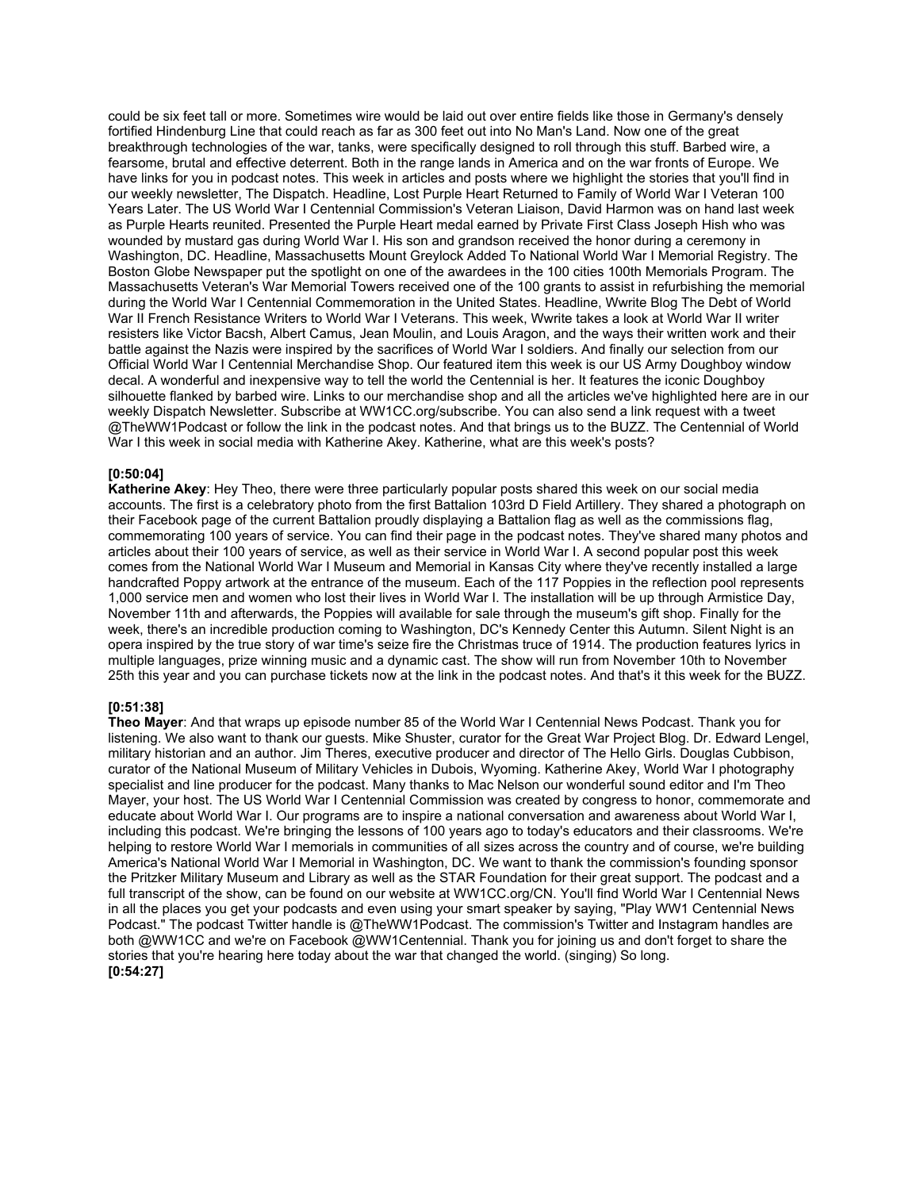could be six feet tall or more. Sometimes wire would be laid out over entire fields like those in Germany's densely fortified Hindenburg Line that could reach as far as 300 feet out into No Man's Land. Now one of the great breakthrough technologies of the war, tanks, were specifically designed to roll through this stuff. Barbed wire, a fearsome, brutal and effective deterrent. Both in the range lands in America and on the war fronts of Europe. We have links for you in podcast notes. This week in articles and posts where we highlight the stories that you'll find in our weekly newsletter, The Dispatch. Headline, Lost Purple Heart Returned to Family of World War I Veteran 100 Years Later. The US World War I Centennial Commission's Veteran Liaison, David Harmon was on hand last week as Purple Hearts reunited. Presented the Purple Heart medal earned by Private First Class Joseph Hish who was wounded by mustard gas during World War I. His son and grandson received the honor during a ceremony in Washington, DC. Headline, Massachusetts Mount Greylock Added To National World War I Memorial Registry. The Boston Globe Newspaper put the spotlight on one of the awardees in the 100 cities 100th Memorials Program. The Massachusetts Veteran's War Memorial Towers received one of the 100 grants to assist in refurbishing the memorial during the World War I Centennial Commemoration in the United States. Headline, Wwrite Blog The Debt of World War II French Resistance Writers to World War I Veterans. This week, Wwrite takes a look at World War II writer resisters like Victor Bacsh, Albert Camus, Jean Moulin, and Louis Aragon, and the ways their written work and their battle against the Nazis were inspired by the sacrifices of World War I soldiers. And finally our selection from our Official World War I Centennial Merchandise Shop. Our featured item this week is our US Army Doughboy window decal. A wonderful and inexpensive way to tell the world the Centennial is her. It features the iconic Doughboy silhouette flanked by barbed wire. Links to our merchandise shop and all the articles we've highlighted here are in our weekly Dispatch Newsletter. Subscribe at WW1CC.org/subscribe. You can also send a link request with a tweet @TheWW1Podcast or follow the link in the podcast notes. And that brings us to the BUZZ. The Centennial of World War I this week in social media with Katherine Akey. Katherine, what are this week's posts?

**[0:50:04]**
**Katherine Akey**: Hey Theo, there were three particularly popular posts shared this week on our social media accounts. The first is a celebratory photo from the first Battalion 103rd D Field Artillery. They shared a photograph on their Facebook page of the current Battalion proudly displaying a Battalion flag as well as the commissions flag, commemorating 100 years of service. You can find their page in the podcast notes. They've shared many photos and articles about their 100 years of service, as well as their service in World War I. A second popular post this week comes from the National World War I Museum and Memorial in Kansas City where they've recently installed a large handcrafted Poppy artwork at the entrance of the museum. Each of the 117 Poppies in the reflection pool represents 1,000 service men and women who lost their lives in World War I. The installation will be up through Armistice Day, November 11th and afterwards, the Poppies will available for sale through the museum's gift shop. Finally for the week, there's an incredible production coming to Washington, DC's Kennedy Center this Autumn. Silent Night is an opera inspired by the true story of war time's seize fire the Christmas truce of 1914. The production features lyrics in multiple languages, prize winning music and a dynamic cast. The show will run from November 10th to November 25th this year and you can purchase tickets now at the link in the podcast notes. And that's it this week for the BUZZ.

**[0:51:38]**
**Theo Mayer**: And that wraps up episode number 85 of the World War I Centennial News Podcast. Thank you for listening. We also want to thank our guests. Mike Shuster, curator for the Great War Project Blog. Dr. Edward Lengel, military historian and an author. Jim Theres, executive producer and director of The Hello Girls. Douglas Cubbison, curator of the National Museum of Military Vehicles in Dubois, Wyoming. Katherine Akey, World War I photography specialist and line producer for the podcast. Many thanks to Mac Nelson our wonderful sound editor and I'm Theo Mayer, your host. The US World War I Centennial Commission was created by congress to honor, commemorate and educate about World War I. Our programs are to inspire a national conversation and awareness about World War I, including this podcast. We're bringing the lessons of 100 years ago to today's educators and their classrooms. We're helping to restore World War I memorials in communities of all sizes across the country and of course, we're building America's National World War I Memorial in Washington, DC. We want to thank the commission's founding sponsor the Pritzker Military Museum and Library as well as the STAR Foundation for their great support. The podcast and a full transcript of the show, can be found on our website at WW1CC.org/CN. You'll find World War I Centennial News in all the places you get your podcasts and even using your smart speaker by saying, "Play WW1 Centennial News Podcast." The podcast Twitter handle is @TheWW1Podcast. The commission's Twitter and Instagram handles are both @WW1CC and we're on Facebook @WW1Centennial. Thank you for joining us and don't forget to share the stories that you're hearing here today about the war that changed the world. (singing) So long.
**[0:54:27]**